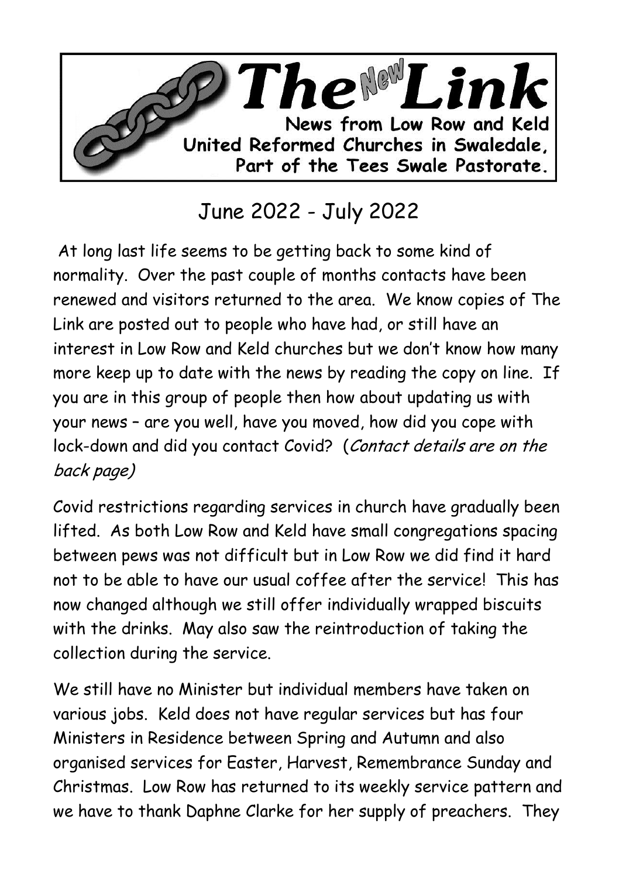# The New Link

**News from Low Row and Keld United Reformed Churches in Swaledale, Part of the Tees Swale Pastorate.**

## June 2022 - July 2022

At long last life seems to be getting back to some kind of normality. Over the past couple of months contacts have been renewed and visitors returned to the area. We know copies of The Link are posted out to people who have had, or still have an interest in Low Row and Keld churches but we don't know how many more keep up to date with the news by reading the copy on line. If you are in this group of people then how about updating us with your news – are you well, have you moved, how did you cope with lock-down and did you contact Covid? (*Contact details are on the back page*)

Covid restrictions regarding services in church have gradually been lifted. As both Low Row and Keld have small congregations spacing between pews was not difficult but in Low Row we did find it hard not to be able to have our usual coffee after the service! This has now changed although we still offer individually wrapped biscuits with the drinks. May also saw the reintroduction of taking the collection during the service.

We still have no Minister but individual members have taken on various jobs. Keld does not have regular services but has four Ministers in Residence between Spring and Autumn and also organised services for Easter, Harvest, Remembrance Sunday and Christmas. Low Row has returned to its weekly service pattern and we have to thank Daphne Clarke for her supply of preachers. They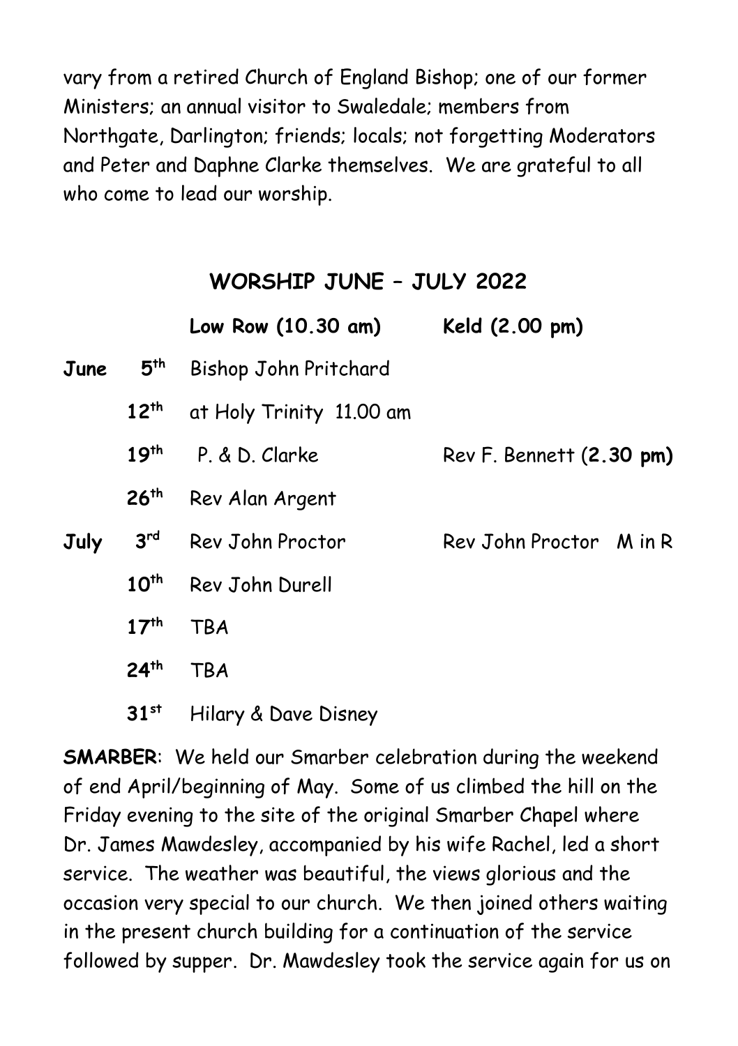vary from a retired Church of England Bishop; one of our former Ministers; an annual visitor to Swaledale; members from Northgate, Darlington; friends; locals; not forgetting Moderators and Peter and Daphne Clarke themselves. We are grateful to all who come to lead our worship.

## WORSHIP JUNE – JULY 2022

| | | Low Row (10.30 am) | Keld (2.00 pm) |
|---|---|---|---|
| **June** | **5th** | Bishop John Pritchard | |
| | **12th** | at Holy Trinity 11.00 am | |
| | **19th** | P. & D. Clarke | Rev F. Bennett (**2.30 pm**) |
| | **26th** | Rev Alan Argent | |
| **July** | **3rd** | Rev John Proctor | Rev John Proctor M in R |
| | **10th** | Rev John Durell | |
| | **17th** | TBA | |
| | **24th** | TBA | |
| | **31st** | Hilary & Dave Disney | |

**SMARBER**: We held our Smarber celebration during the weekend of end April/beginning of May. Some of us climbed the hill on the Friday evening to the site of the original Smarber Chapel where Dr. James Mawdesley, accompanied by his wife Rachel, led a short service. The weather was beautiful, the views glorious and the occasion very special to our church. We then joined others waiting in the present church building for a continuation of the service followed by supper. Dr. Mawdesley took the service again for us on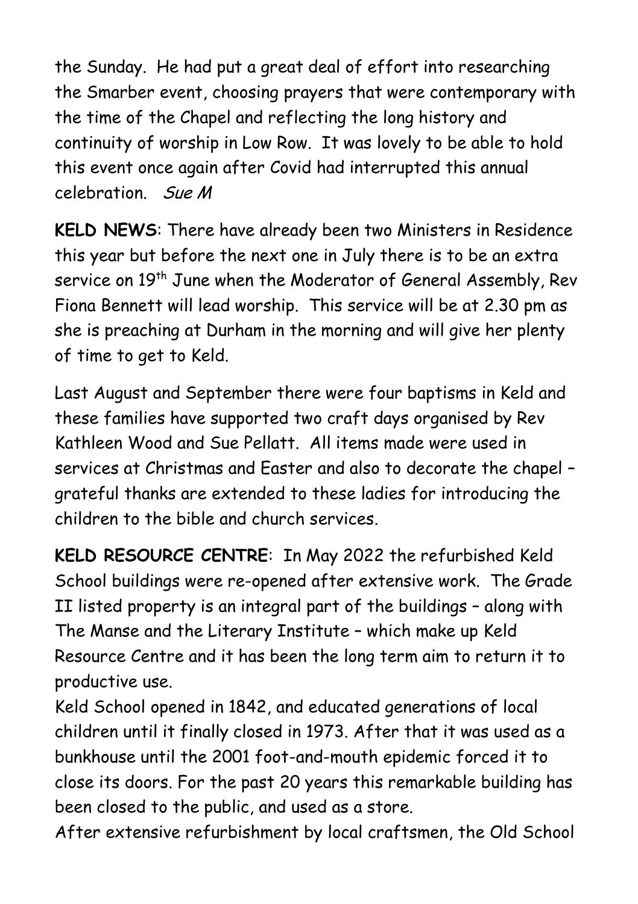the Sunday. He had put a great deal of effort into researching the Smarber event, choosing prayers that were contemporary with the time of the Chapel and reflecting the long history and continuity of worship in Low Row. It was lovely to be able to hold this event once again after Covid had interrupted this annual celebration. *Sue M*

**KELD NEWS**: There have already been two Ministers in Residence this year but before the next one in July there is to be an extra service on 19th June when the Moderator of General Assembly, Rev Fiona Bennett will lead worship. This service will be at 2.30 pm as she is preaching at Durham in the morning and will give her plenty of time to get to Keld.

Last August and September there were four baptisms in Keld and these families have supported two craft days organised by Rev Kathleen Wood and Sue Pellatt. All items made were used in services at Christmas and Easter and also to decorate the chapel – grateful thanks are extended to these ladies for introducing the children to the bible and church services.

**KELD RESOURCE CENTRE**: In May 2022 the refurbished Keld School buildings were re-opened after extensive work. The Grade II listed property is an integral part of the buildings – along with The Manse and the Literary Institute – which make up Keld Resource Centre and it has been the long term aim to return it to productive use.

Keld School opened in 1842, and educated generations of local children until it finally closed in 1973. After that it was used as a bunkhouse until the 2001 foot-and-mouth epidemic forced it to close its doors. For the past 20 years this remarkable building has been closed to the public, and used as a store.

After extensive refurbishment by local craftsmen, the Old School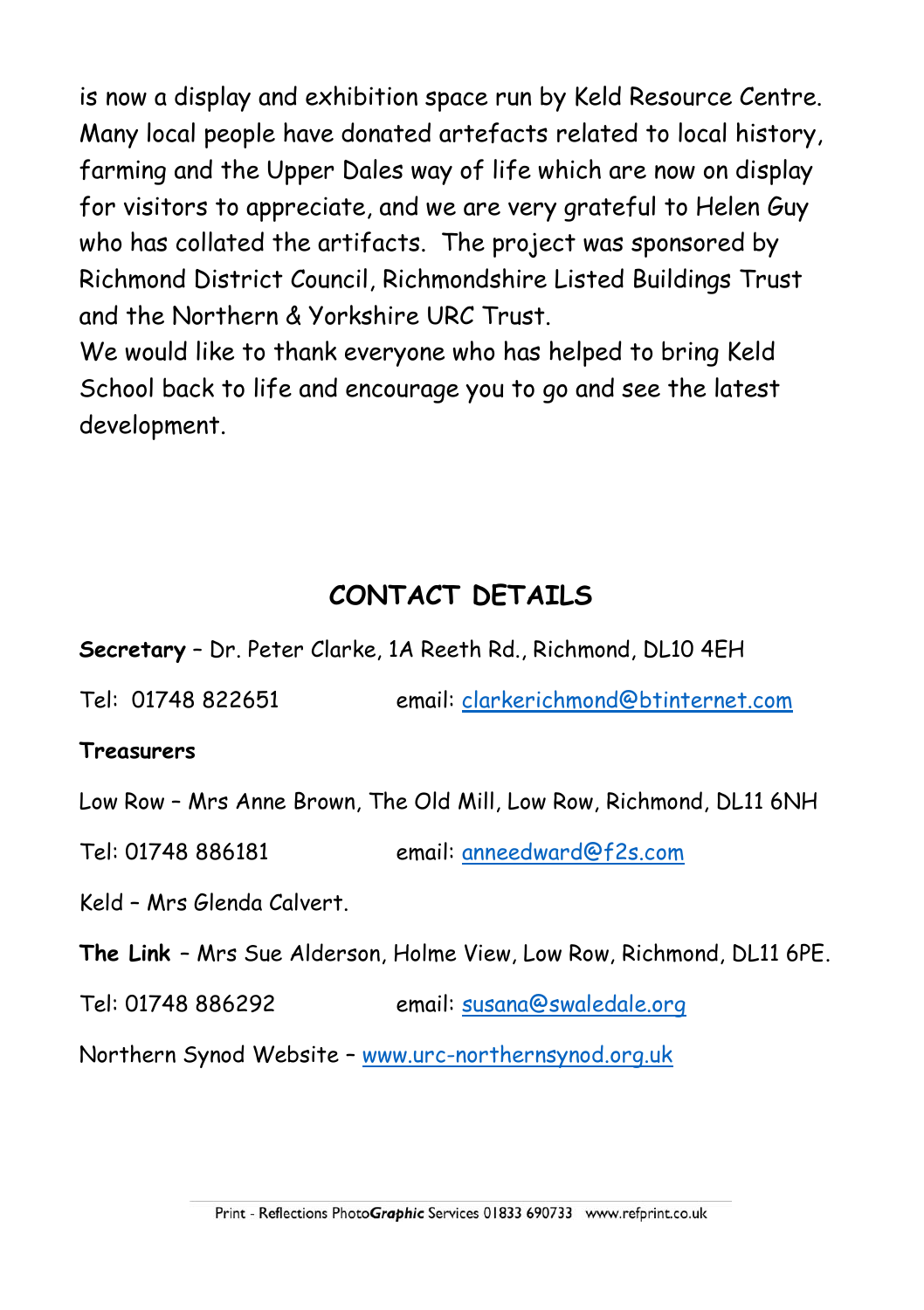is now a display and exhibition space run by Keld Resource Centre. Many local people have donated artefacts related to local history, farming and the Upper Dales way of life which are now on display for visitors to appreciate, and we are very grateful to Helen Guy who has collated the artifacts. The project was sponsored by Richmond District Council, Richmondshire Listed Buildings Trust and the Northern & Yorkshire URC Trust.

We would like to thank everyone who has helped to bring Keld School back to life and encourage you to go and see the latest development.

## CONTACT DETAILS

**Secretary** – Dr. Peter Clarke, 1A Reeth Rd., Richmond, DL10 4EH

Tel: 01748 822651 email: clarkerichmond@btinternet.com

**Treasurers**

Low Row – Mrs Anne Brown, The Old Mill, Low Row, Richmond, DL11 6NH

Tel: 01748 886181 email: anneedward@f2s.com

Keld – Mrs Glenda Calvert.

**The Link** – Mrs Sue Alderson, Holme View, Low Row, Richmond, DL11 6PE.

Tel: 01748 886292 email: susana@swaledale.org

Northern Synod Website – www.urc-northernsynod.org.uk

Print - Reflections Photo*Graphic* Services 01833 690733 www.refprint.co.uk